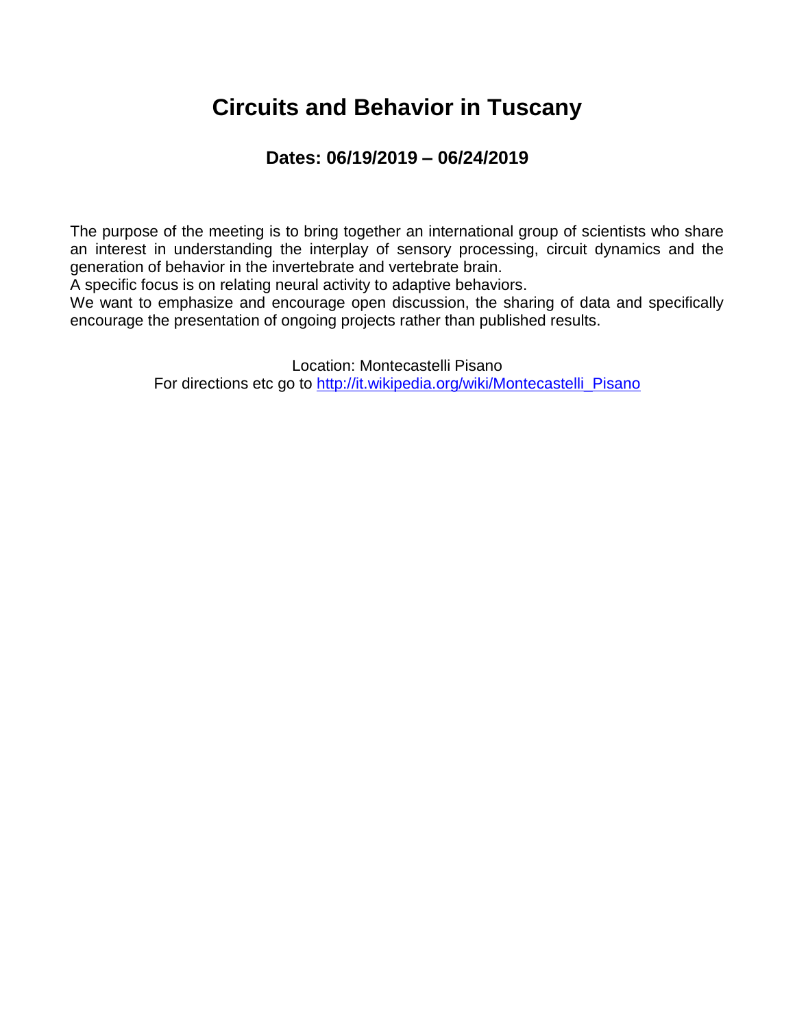# Circuits and Behavior in Tuscany

## Dates: 06/19/2019 – 06/24/2019

The purpose of the meeting is to bring together an international group of scientists who share an interest in understanding the interplay of sensory processing, circuit dynamics and the generation of behavior in the invertebrate and vertebrate brain.
A specific focus is on relating neural activity to adaptive behaviors.
We want to emphasize and encourage open discussion, the sharing of data and specifically encourage the presentation of ongoing projects rather than published results.

Location: Montecastelli Pisano
For directions etc go to [http://it.wikipedia.org/wiki/Montecastelli_Pisano](http://it.wikipedia.org/wiki/Montecastelli_Pisano)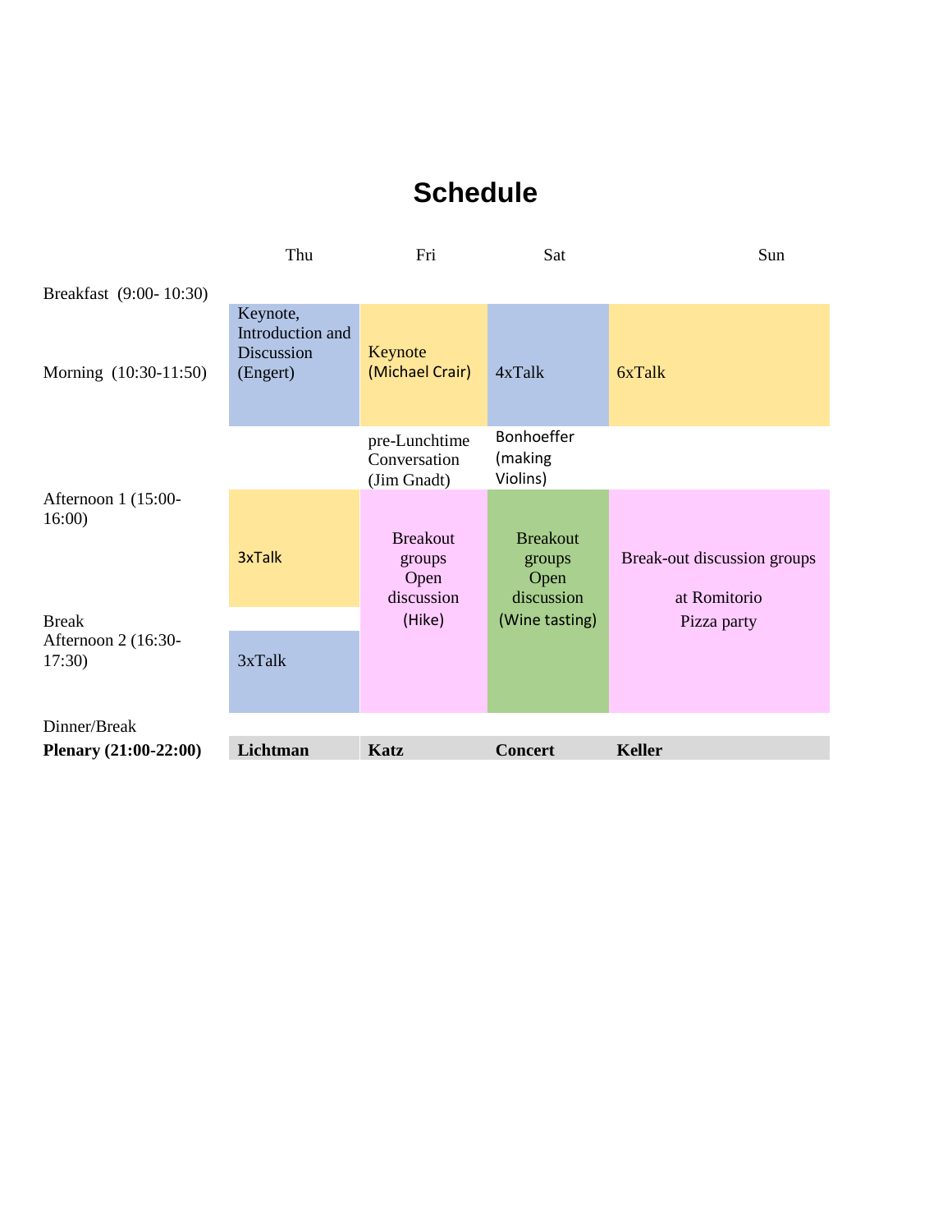# Schedule

| | Thu | Fri | Sat | Sun |
|---|---|---|---|---|
| Breakfast (9:00- 10:30) | | | | |
| Morning (10:30-11:50) | Keynote, Introduction and Discussion (Engert) | Keynote (Michael Crair) | 4xTalk | 6xTalk |
| | | pre-Lunchtime Conversation (Jim Gnadt) | Bonhoeffer (making Violins) | |
| Afternoon 1 (15:00-16:00) | 3xTalk | Breakout groups Open discussion (Hike) | Breakout groups Open discussion (Wine tasting) | Break-out discussion groups at Romitorio Pizza party |
| Break | | | | |
| Afternoon 2 (16:30-17:30) | 3xTalk | | | |
| Dinner/Break | | | | |
| **Plenary (21:00-22:00)** | **Lichtman** | **Katz** | **Concert** | **Keller** |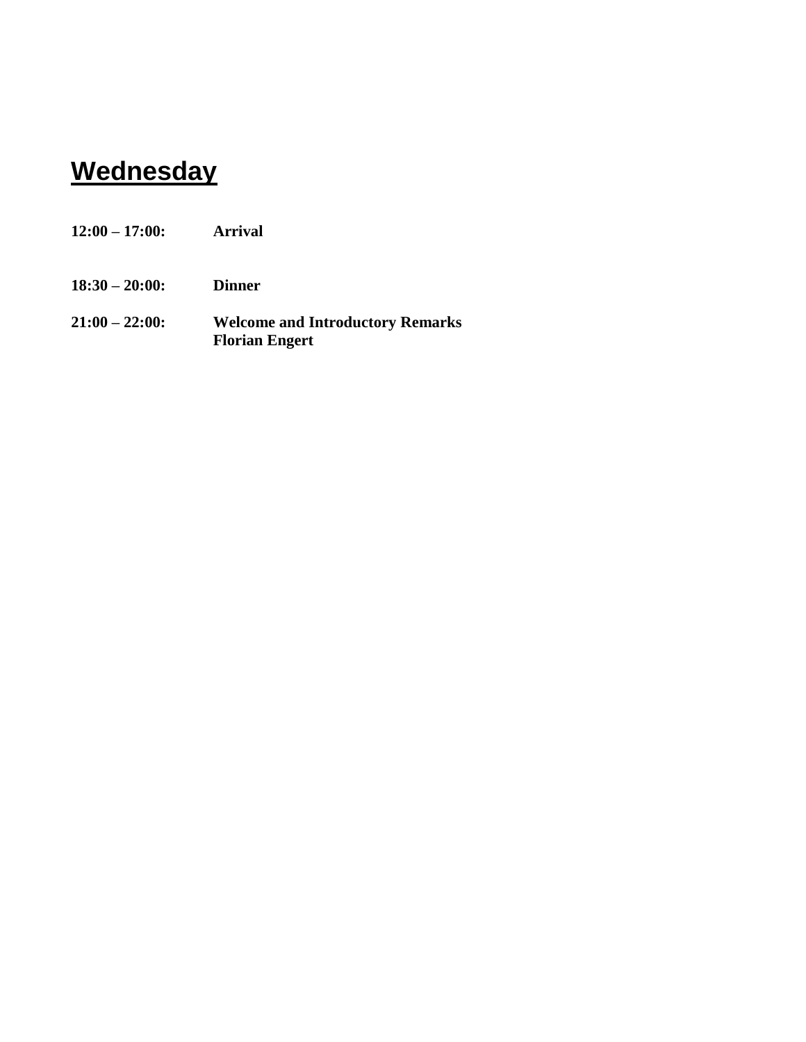# Wednesday

**12:00 – 17:00:** **Arrival**

**18:30 – 20:00:** **Dinner**

**21:00 – 22:00:** **Welcome and Introductory Remarks**
**Florian Engert**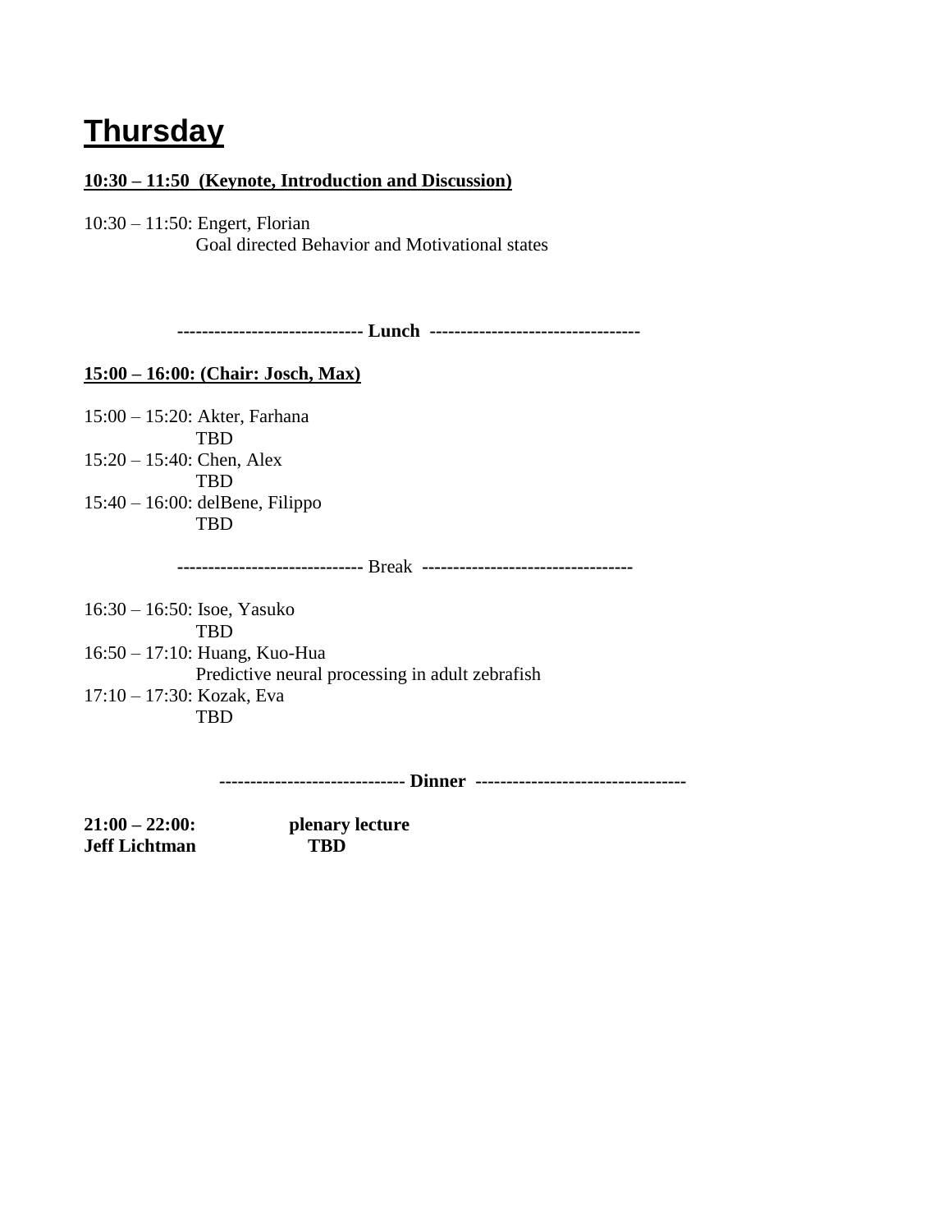# Thursday

**10:30 – 11:50 (Keynote, Introduction and Discussion)**

10:30 – 11:50: Engert, Florian
Goal directed Behavior and Motivational states

**----------------------------- Lunch ---------------------------------**

**15:00 – 16:00: (Chair: Josch, Max)**

15:00 – 15:20: Akter, Farhana
TBD

15:20 – 15:40: Chen, Alex
TBD

15:40 – 16:00: delBene, Filippo
TBD

----------------------------- Break ---------------------------------

16:30 – 16:50: Isoe, Yasuko
TBD

16:50 – 17:10: Huang, Kuo-Hua
Predictive neural processing in adult zebrafish

17:10 – 17:30: Kozak, Eva
TBD

**----------------------------- Dinner ---------------------------------**

**21:00 – 22:00:** **plenary lecture**
**Jeff Lichtman** **TBD**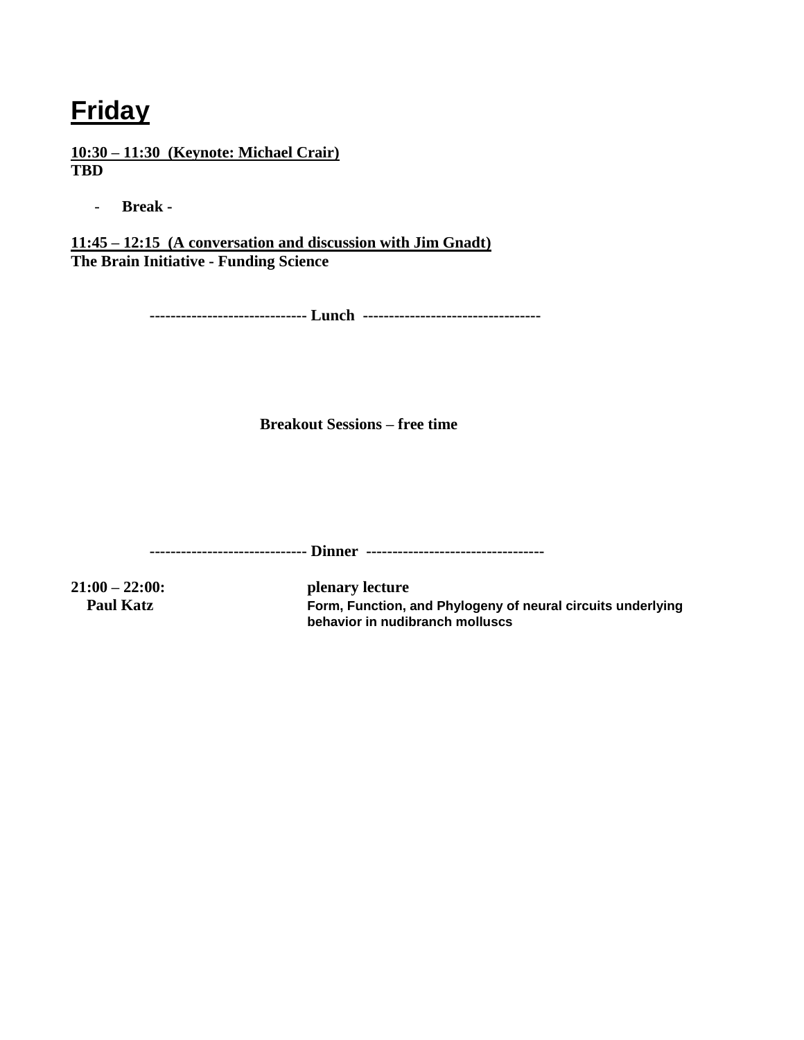# Friday

**<u>10:30 – 11:30  (Keynote: Michael Crair)</u>**
**TBD**

- **Break -**

**<u>11:45 – 12:15  (A conversation and discussion with Jim Gnadt)</u>**
**The Brain Initiative - Funding Science**

**------------------------------ Lunch ----------------------------------**

**Breakout Sessions – free time**

**------------------------------ Dinner ----------------------------------**

**21:00 – 22:00:** **plenary lecture**
**Paul Katz** **Form, Function, and Phylogeny of neural circuits underlying behavior in nudibranch molluscs**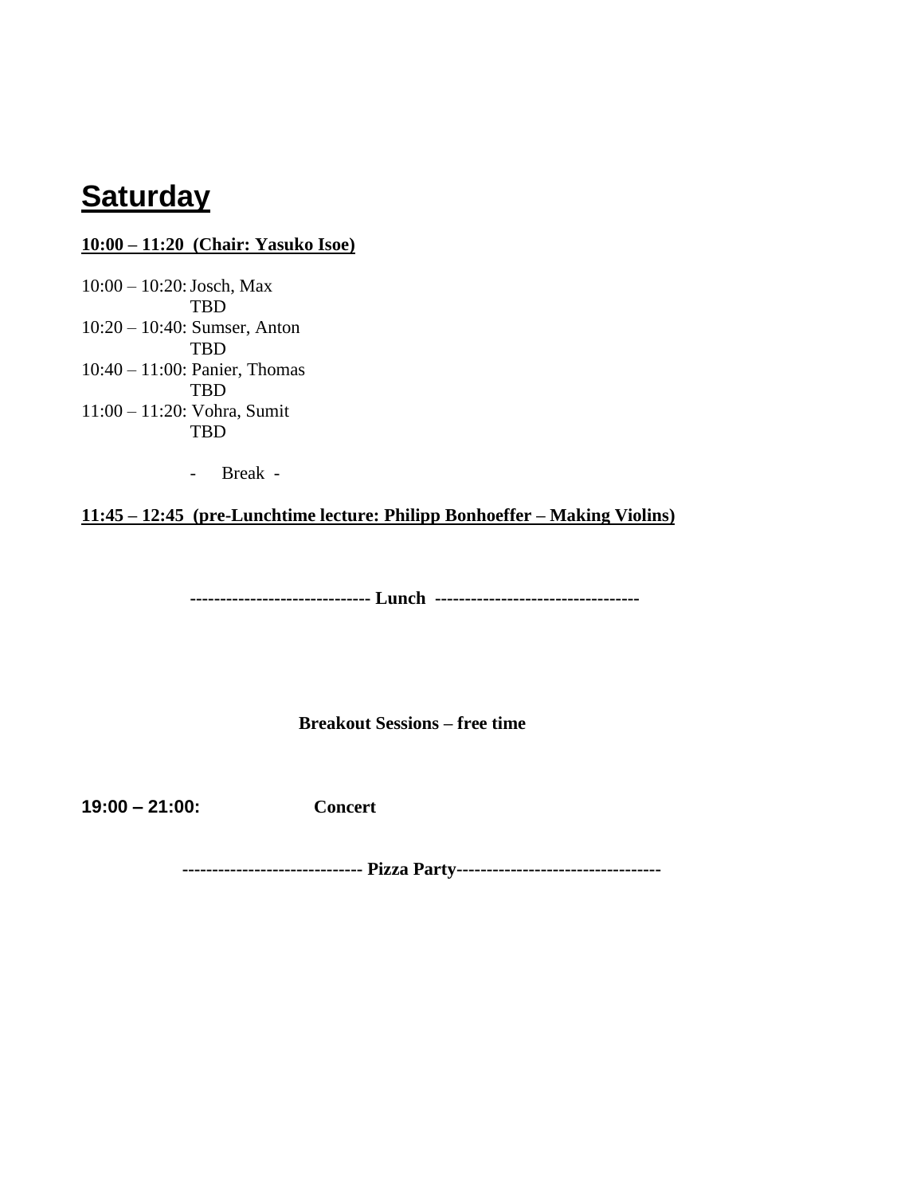# Saturday

**10:00 – 11:20  (Chair: Yasuko Isoe)**

10:00 – 10:20: Josch, Max
TBD
10:20 – 10:40: Sumser, Anton
TBD
10:40 – 11:00: Panier, Thomas
TBD
11:00 – 11:20: Vohra, Sumit
TBD

- Break -

**11:45 – 12:45  (pre-Lunchtime lecture: Philipp Bonhoeffer – Making Violins)**

**------------------------------ Lunch ----------------------------------**

**Breakout Sessions – free time**

**19:00 – 21:00:** **Concert**

**------------------------------ Pizza Party----------------------------------**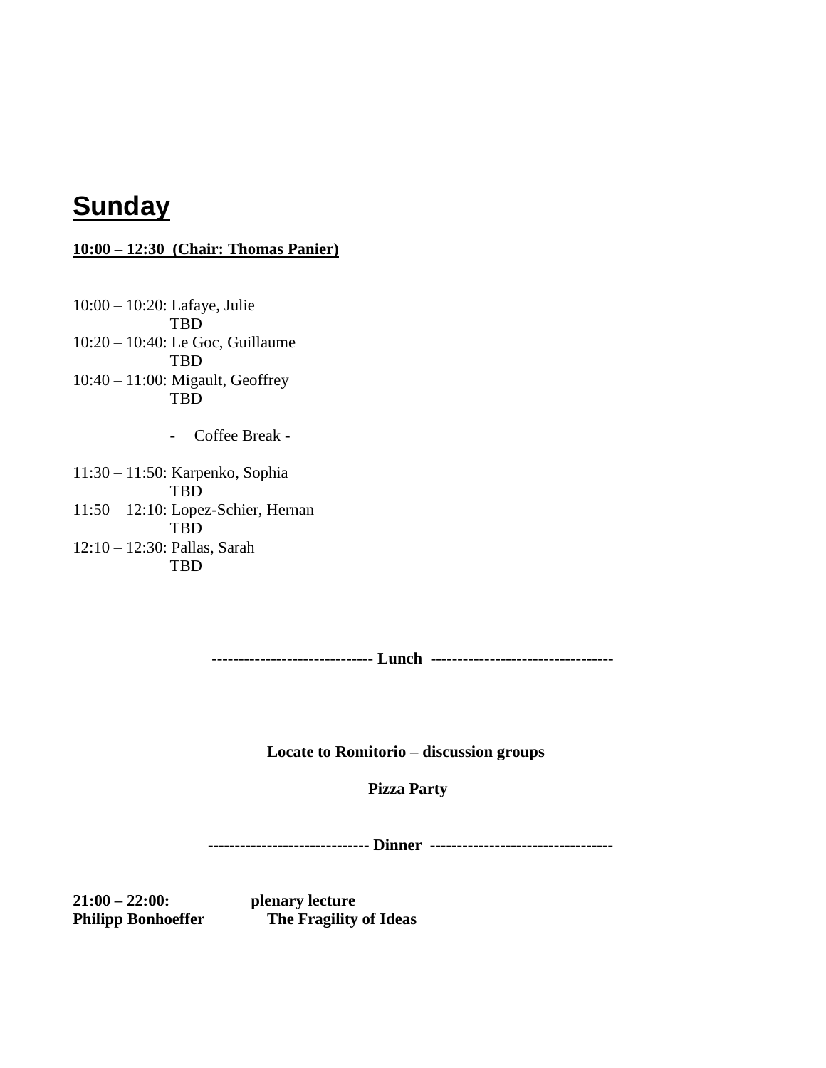# Sunday

**10:00 – 12:30 (Chair: Thomas Panier)**

10:00 – 10:20: Lafaye, Julie
TBD

10:20 – 10:40: Le Goc, Guillaume
TBD

10:40 – 11:00: Migault, Geoffrey
TBD

- Coffee Break -

11:30 – 11:50: Karpenko, Sophia
TBD

11:50 – 12:10: Lopez-Schier, Hernan
TBD

12:10 – 12:30: Pallas, Sarah
TBD

**------------------------------ Lunch ----------------------------------**

**Locate to Romitorio – discussion groups**

**Pizza Party**

**------------------------------ Dinner ----------------------------------**

**21:00 – 22:00:** **plenary lecture**
**Philipp Bonhoeffer** **The Fragility of Ideas**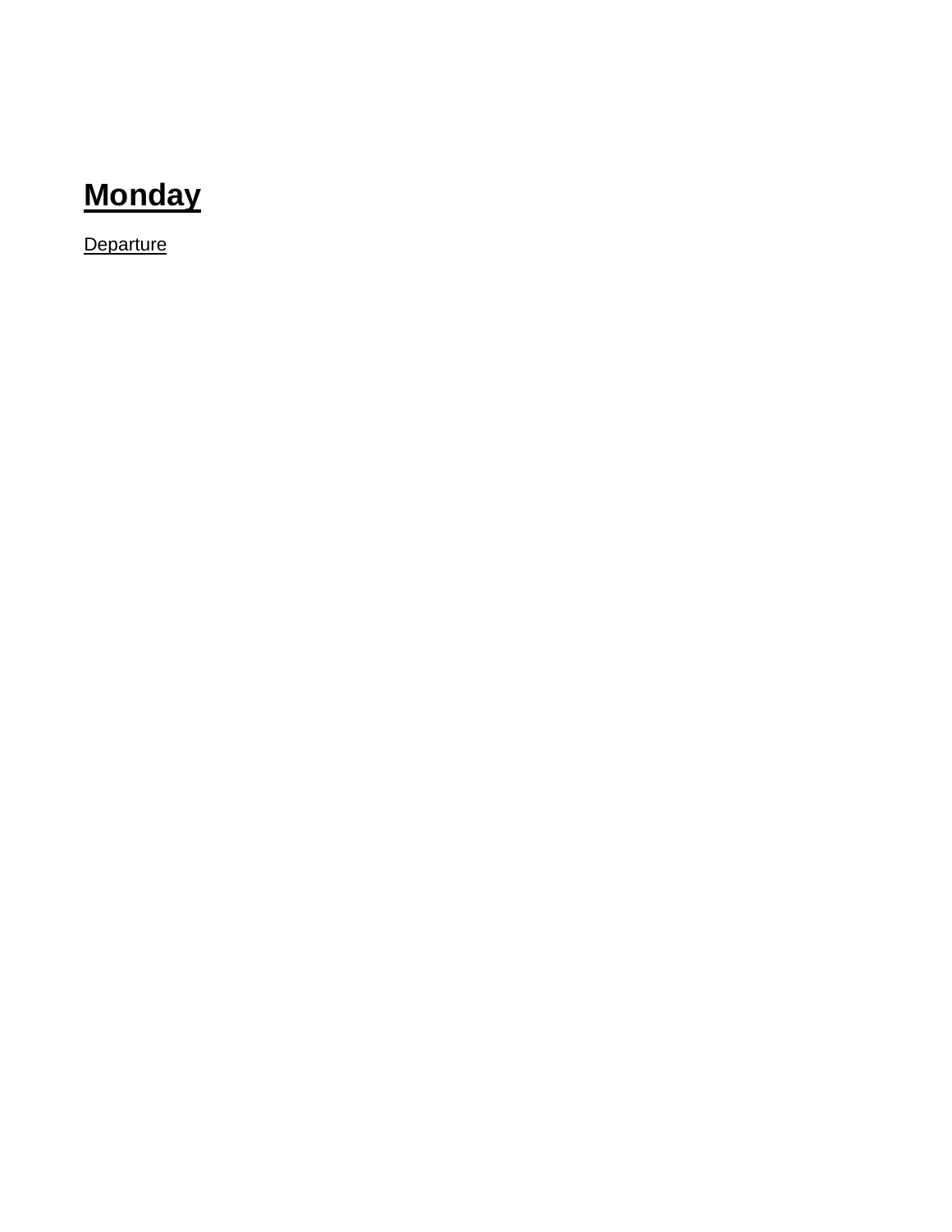# Monday

Departure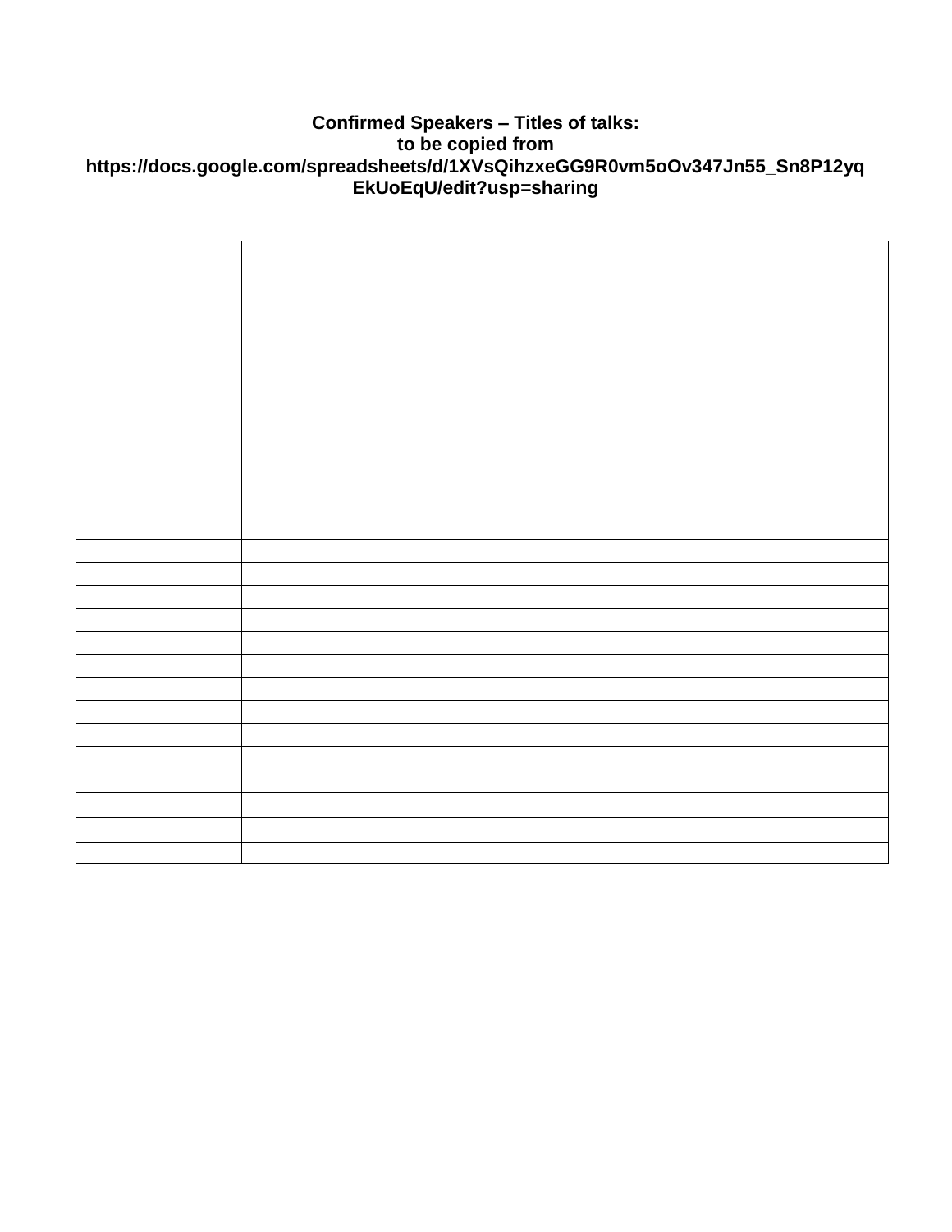**Confirmed Speakers – Titles of talks:**
**to be copied from**
**https://docs.google.com/spreadsheets/d/1XVsQihzxeGG9R0vm5oOv347Jn55_Sn8P12yqEkUoEqU/edit?usp=sharing**

| | |
|---|---|
| | |
| | |
| | |
| | |
| | |
| | |
| | |
| | |
| | |
| | |
| | |
| | |
| | |
| | |
| | |
| | |
| | |
| | |
| | |
| | |
| | |
| | |
| | |
| | |
| | |